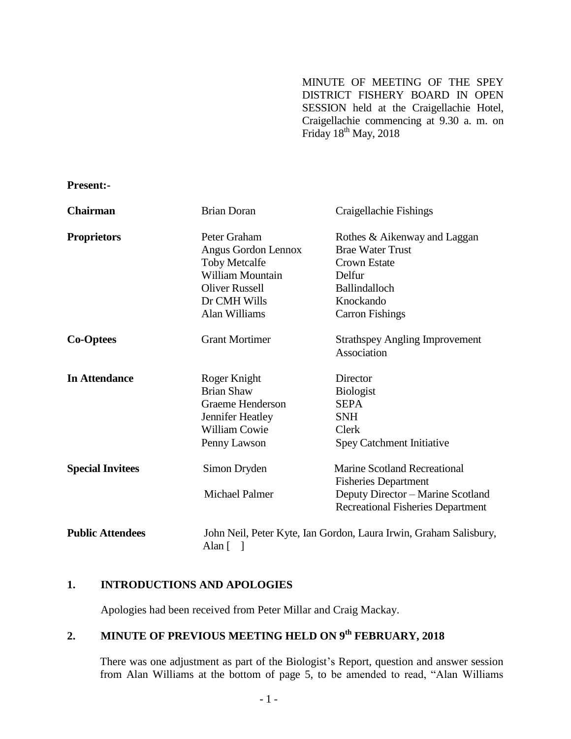MINUTE OF MEETING OF THE SPEY DISTRICT FISHERY BOARD IN OPEN SESSION held at the Craigellachie Hotel, Craigellachie commencing at 9.30 a. m. on Friday 18th May, 2018

**Present:-**

| | | |
|---|---|---|
| **Chairman** | Brian Doran | Craigellachie Fishings |
| **Proprietors** | Peter Graham | Rothes & Aikenway and Laggan |
| | Angus Gordon Lennox | Brae Water Trust |
| | Toby Metcalfe | Crown Estate |
| | William Mountain | Delfur |
| | Oliver Russell | Ballindalloch |
| | Dr CMH Wills | Knockando |
| | Alan Williams | Carron Fishings |
| **Co-Optees** | Grant Mortimer | Strathspey Angling Improvement Association |
| **In Attendance** | Roger Knight | Director |
| | Brian Shaw | Biologist |
| | Graeme Henderson | SEPA |
| | Jennifer Heatley | SNH |
| | William Cowie | Clerk |
| | Penny Lawson | Spey Catchment Initiative |
| **Special Invitees** | Simon Dryden | Marine Scotland Recreational Fisheries Department |
| | Michael Palmer | Deputy Director – Marine Scotland Recreational Fisheries Department |
| **Public Attendees** | John Neil, Peter Kyte, Ian Gordon, Laura Irwin, Graham Salisbury, Alan [ ] | |

## 1. INTRODUCTIONS AND APOLOGIES

Apologies had been received from Peter Millar and Craig Mackay.

## 2. MINUTE OF PREVIOUS MEETING HELD ON 9th FEBRUARY, 2018

There was one adjustment as part of the Biologist's Report, question and answer session from Alan Williams at the bottom of page 5, to be amended to read, "Alan Williams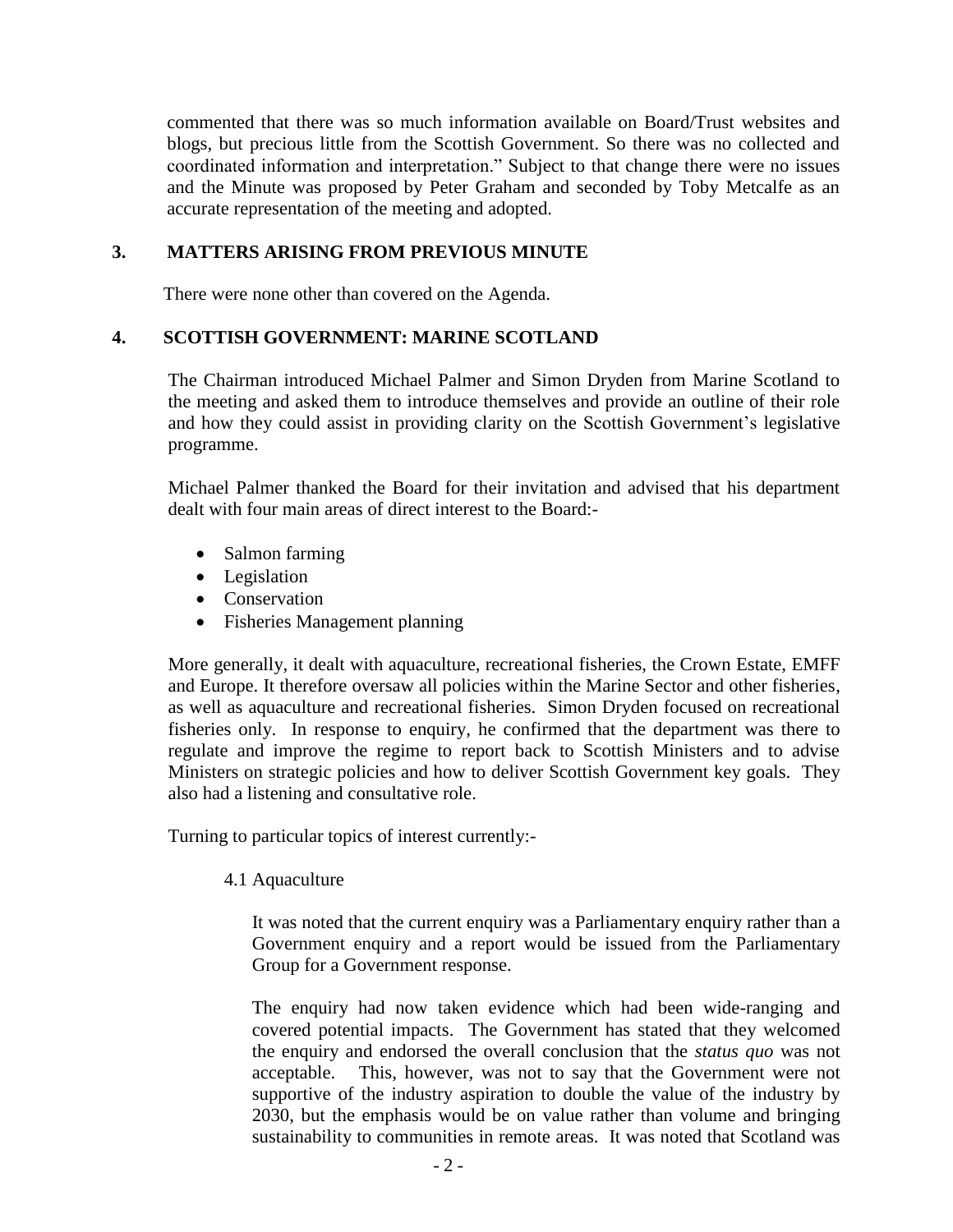commented that there was so much information available on Board/Trust websites and blogs, but precious little from the Scottish Government. So there was no collected and coordinated information and interpretation." Subject to that change there were no issues and the Minute was proposed by Peter Graham and seconded by Toby Metcalfe as an accurate representation of the meeting and adopted.

## 3. MATTERS ARISING FROM PREVIOUS MINUTE

There were none other than covered on the Agenda.

## 4. SCOTTISH GOVERNMENT: MARINE SCOTLAND

The Chairman introduced Michael Palmer and Simon Dryden from Marine Scotland to the meeting and asked them to introduce themselves and provide an outline of their role and how they could assist in providing clarity on the Scottish Government's legislative programme.

Michael Palmer thanked the Board for their invitation and advised that his department dealt with four main areas of direct interest to the Board:-

- Salmon farming
- Legislation
- Conservation
- Fisheries Management planning

More generally, it dealt with aquaculture, recreational fisheries, the Crown Estate, EMFF and Europe. It therefore oversaw all policies within the Marine Sector and other fisheries, as well as aquaculture and recreational fisheries. Simon Dryden focused on recreational fisheries only. In response to enquiry, he confirmed that the department was there to regulate and improve the regime to report back to Scottish Ministers and to advise Ministers on strategic policies and how to deliver Scottish Government key goals. They also had a listening and consultative role.

Turning to particular topics of interest currently:-

### 4.1 Aquaculture

It was noted that the current enquiry was a Parliamentary enquiry rather than a Government enquiry and a report would be issued from the Parliamentary Group for a Government response.

The enquiry had now taken evidence which had been wide-ranging and covered potential impacts. The Government has stated that they welcomed the enquiry and endorsed the overall conclusion that the *status quo* was not acceptable. This, however, was not to say that the Government were not supportive of the industry aspiration to double the value of the industry by 2030, but the emphasis would be on value rather than volume and bringing sustainability to communities in remote areas. It was noted that Scotland was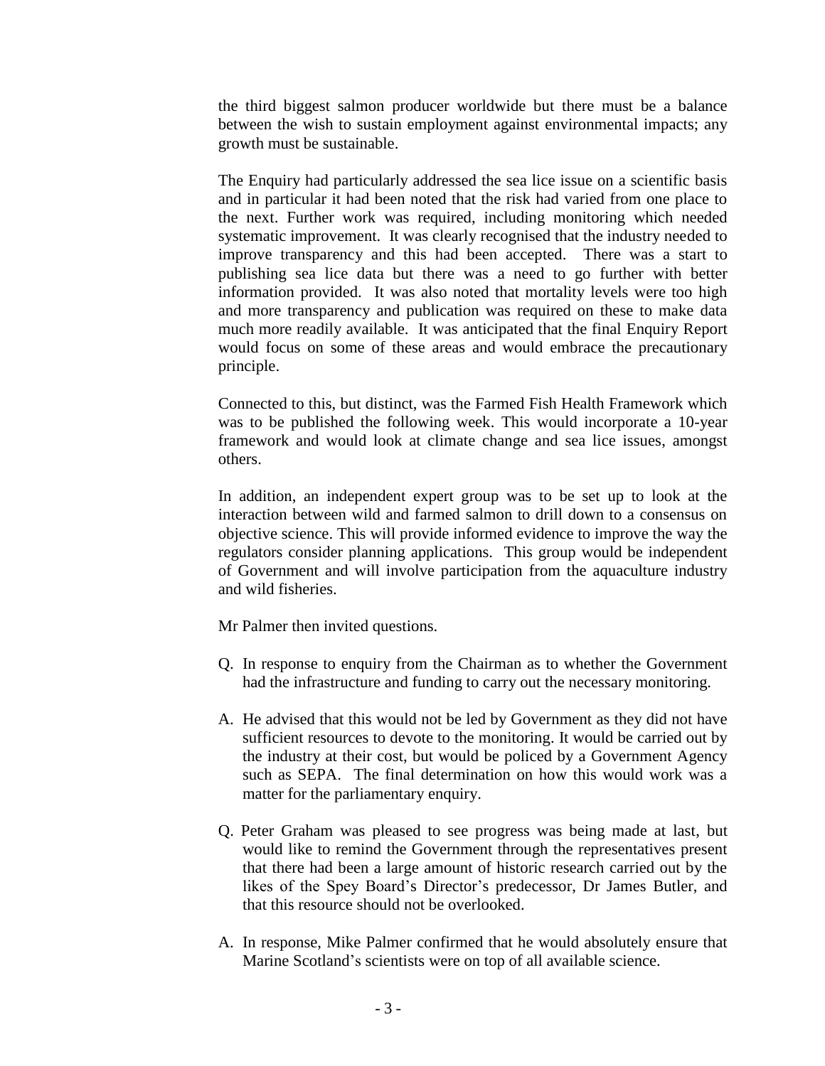the third biggest salmon producer worldwide but there must be a balance between the wish to sustain employment against environmental impacts; any growth must be sustainable.

The Enquiry had particularly addressed the sea lice issue on a scientific basis and in particular it had been noted that the risk had varied from one place to the next. Further work was required, including monitoring which needed systematic improvement. It was clearly recognised that the industry needed to improve transparency and this had been accepted. There was a start to publishing sea lice data but there was a need to go further with better information provided. It was also noted that mortality levels were too high and more transparency and publication was required on these to make data much more readily available. It was anticipated that the final Enquiry Report would focus on some of these areas and would embrace the precautionary principle.

Connected to this, but distinct, was the Farmed Fish Health Framework which was to be published the following week. This would incorporate a 10-year framework and would look at climate change and sea lice issues, amongst others.

In addition, an independent expert group was to be set up to look at the interaction between wild and farmed salmon to drill down to a consensus on objective science. This will provide informed evidence to improve the way the regulators consider planning applications. This group would be independent of Government and will involve participation from the aquaculture industry and wild fisheries.

Mr Palmer then invited questions.

Q. In response to enquiry from the Chairman as to whether the Government had the infrastructure and funding to carry out the necessary monitoring.

A. He advised that this would not be led by Government as they did not have sufficient resources to devote to the monitoring. It would be carried out by the industry at their cost, but would be policed by a Government Agency such as SEPA. The final determination on how this would work was a matter for the parliamentary enquiry.

Q. Peter Graham was pleased to see progress was being made at last, but would like to remind the Government through the representatives present that there had been a large amount of historic research carried out by the likes of the Spey Board's Director's predecessor, Dr James Butler, and that this resource should not be overlooked.

A. In response, Mike Palmer confirmed that he would absolutely ensure that Marine Scotland's scientists were on top of all available science.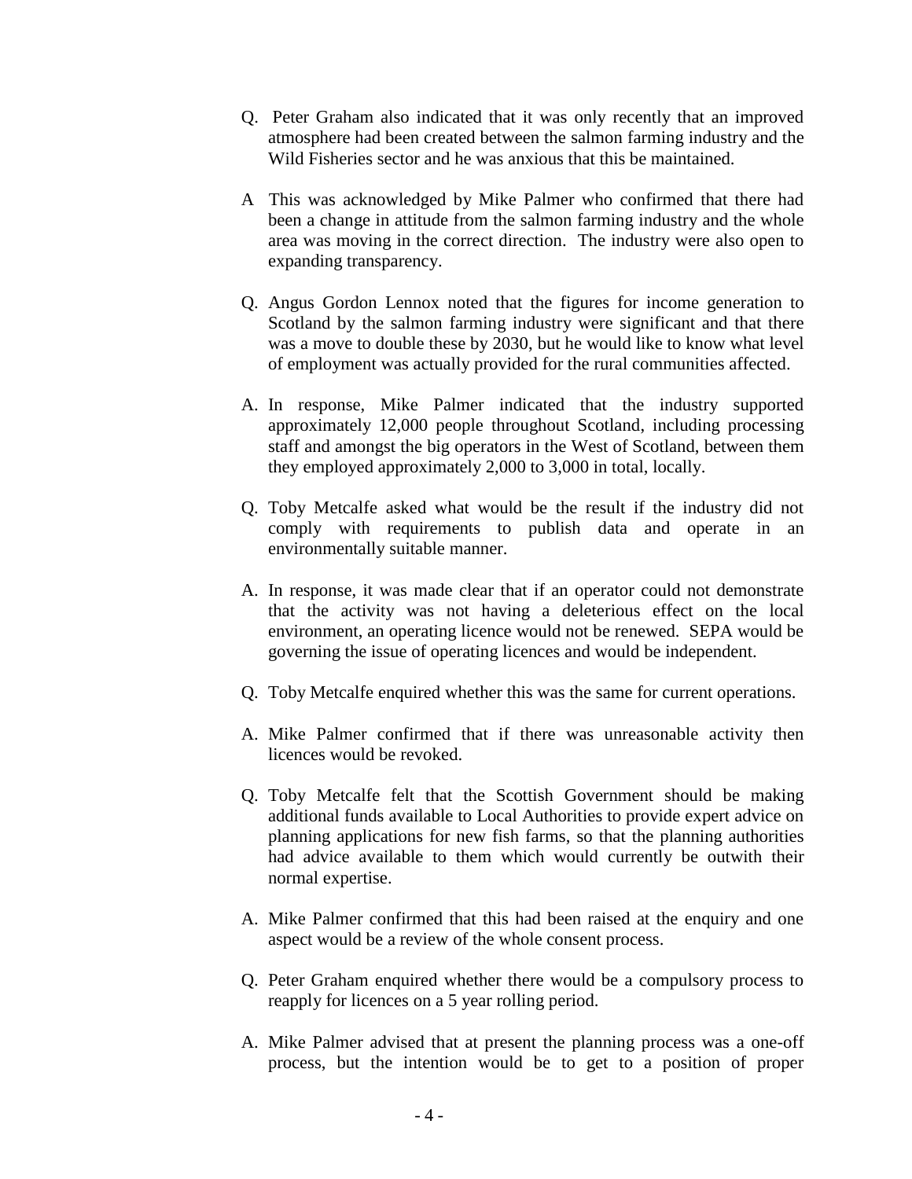Q. Peter Graham also indicated that it was only recently that an improved atmosphere had been created between the salmon farming industry and the Wild Fisheries sector and he was anxious that this be maintained.

A This was acknowledged by Mike Palmer who confirmed that there had been a change in attitude from the salmon farming industry and the whole area was moving in the correct direction. The industry were also open to expanding transparency.

Q. Angus Gordon Lennox noted that the figures for income generation to Scotland by the salmon farming industry were significant and that there was a move to double these by 2030, but he would like to know what level of employment was actually provided for the rural communities affected.

A. In response, Mike Palmer indicated that the industry supported approximately 12,000 people throughout Scotland, including processing staff and amongst the big operators in the West of Scotland, between them they employed approximately 2,000 to 3,000 in total, locally.

Q. Toby Metcalfe asked what would be the result if the industry did not comply with requirements to publish data and operate in an environmentally suitable manner.

A. In response, it was made clear that if an operator could not demonstrate that the activity was not having a deleterious effect on the local environment, an operating licence would not be renewed. SEPA would be governing the issue of operating licences and would be independent.

Q. Toby Metcalfe enquired whether this was the same for current operations.

A. Mike Palmer confirmed that if there was unreasonable activity then licences would be revoked.

Q. Toby Metcalfe felt that the Scottish Government should be making additional funds available to Local Authorities to provide expert advice on planning applications for new fish farms, so that the planning authorities had advice available to them which would currently be outwith their normal expertise.

A. Mike Palmer confirmed that this had been raised at the enquiry and one aspect would be a review of the whole consent process.

Q. Peter Graham enquired whether there would be a compulsory process to reapply for licences on a 5 year rolling period.

A. Mike Palmer advised that at present the planning process was a one-off process, but the intention would be to get to a position of proper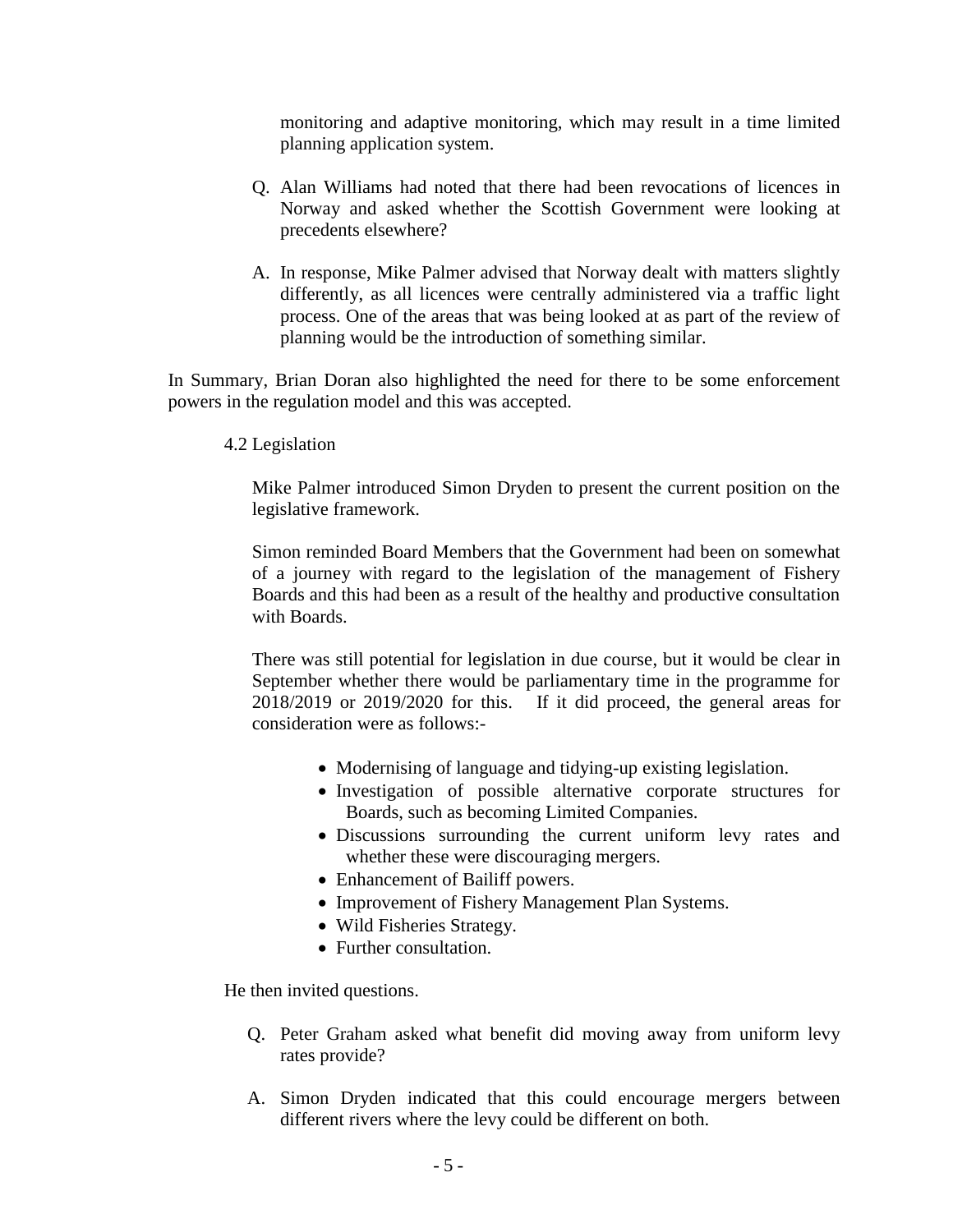monitoring and adaptive monitoring, which may result in a time limited planning application system.

Q. Alan Williams had noted that there had been revocations of licences in Norway and asked whether the Scottish Government were looking at precedents elsewhere?

A. In response, Mike Palmer advised that Norway dealt with matters slightly differently, as all licences were centrally administered via a traffic light process. One of the areas that was being looked at as part of the review of planning would be the introduction of something similar.

In Summary, Brian Doran also highlighted the need for there to be some enforcement powers in the regulation model and this was accepted.

4.2 Legislation

Mike Palmer introduced Simon Dryden to present the current position on the legislative framework.

Simon reminded Board Members that the Government had been on somewhat of a journey with regard to the legislation of the management of Fishery Boards and this had been as a result of the healthy and productive consultation with Boards.

There was still potential for legislation in due course, but it would be clear in September whether there would be parliamentary time in the programme for 2018/2019 or 2019/2020 for this. If it did proceed, the general areas for consideration were as follows:-

- Modernising of language and tidying-up existing legislation.
- Investigation of possible alternative corporate structures for Boards, such as becoming Limited Companies.
- Discussions surrounding the current uniform levy rates and whether these were discouraging mergers.
- Enhancement of Bailiff powers.
- Improvement of Fishery Management Plan Systems.
- Wild Fisheries Strategy.
- Further consultation.

He then invited questions.

Q. Peter Graham asked what benefit did moving away from uniform levy rates provide?

A. Simon Dryden indicated that this could encourage mergers between different rivers where the levy could be different on both.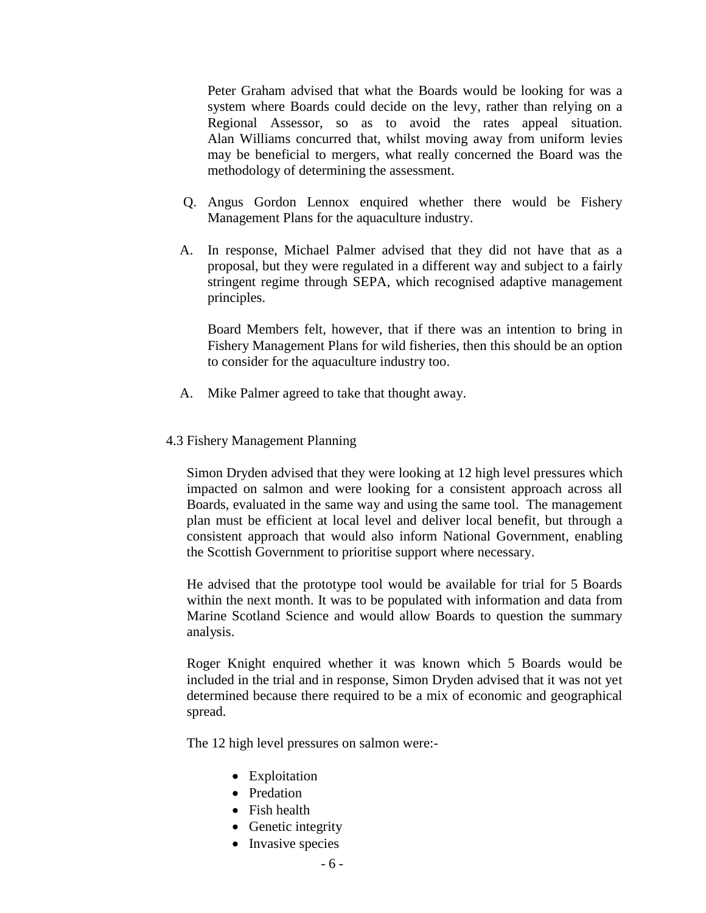Peter Graham advised that what the Boards would be looking for was a system where Boards could decide on the levy, rather than relying on a Regional Assessor, so as to avoid the rates appeal situation. Alan Williams concurred that, whilst moving away from uniform levies may be beneficial to mergers, what really concerned the Board was the methodology of determining the assessment.

Q. Angus Gordon Lennox enquired whether there would be Fishery Management Plans for the aquaculture industry.

A. In response, Michael Palmer advised that they did not have that as a proposal, but they were regulated in a different way and subject to a fairly stringent regime through SEPA, which recognised adaptive management principles.

Board Members felt, however, that if there was an intention to bring in Fishery Management Plans for wild fisheries, then this should be an option to consider for the aquaculture industry too.

A. Mike Palmer agreed to take that thought away.

### 4.3 Fishery Management Planning

Simon Dryden advised that they were looking at 12 high level pressures which impacted on salmon and were looking for a consistent approach across all Boards, evaluated in the same way and using the same tool. The management plan must be efficient at local level and deliver local benefit, but through a consistent approach that would also inform National Government, enabling the Scottish Government to prioritise support where necessary.

He advised that the prototype tool would be available for trial for 5 Boards within the next month. It was to be populated with information and data from Marine Scotland Science and would allow Boards to question the summary analysis.

Roger Knight enquired whether it was known which 5 Boards would be included in the trial and in response, Simon Dryden advised that it was not yet determined because there required to be a mix of economic and geographical spread.

The 12 high level pressures on salmon were:-

- Exploitation
- Predation
- Fish health
- Genetic integrity
- Invasive species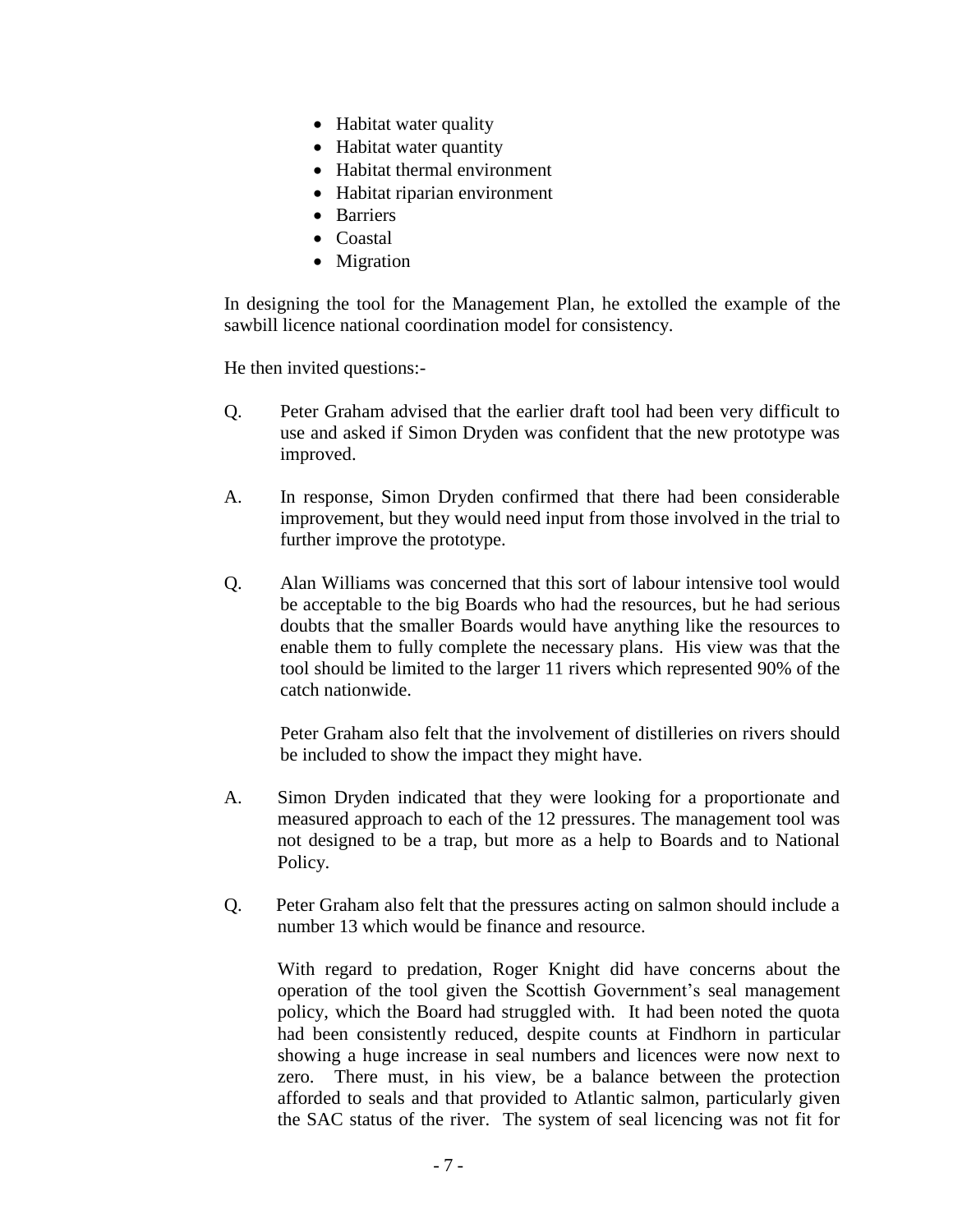- Habitat water quality
- Habitat water quantity
- Habitat thermal environment
- Habitat riparian environment
- Barriers
- Coastal
- Migration

In designing the tool for the Management Plan, he extolled the example of the sawbill licence national coordination model for consistency.

He then invited questions:-

Q. Peter Graham advised that the earlier draft tool had been very difficult to use and asked if Simon Dryden was confident that the new prototype was improved.

A. In response, Simon Dryden confirmed that there had been considerable improvement, but they would need input from those involved in the trial to further improve the prototype.

Q. Alan Williams was concerned that this sort of labour intensive tool would be acceptable to the big Boards who had the resources, but he had serious doubts that the smaller Boards would have anything like the resources to enable them to fully complete the necessary plans. His view was that the tool should be limited to the larger 11 rivers which represented 90% of the catch nationwide.

Peter Graham also felt that the involvement of distilleries on rivers should be included to show the impact they might have.

A. Simon Dryden indicated that they were looking for a proportionate and measured approach to each of the 12 pressures. The management tool was not designed to be a trap, but more as a help to Boards and to National Policy.

Q. Peter Graham also felt that the pressures acting on salmon should include a number 13 which would be finance and resource.

With regard to predation, Roger Knight did have concerns about the operation of the tool given the Scottish Government's seal management policy, which the Board had struggled with. It had been noted the quota had been consistently reduced, despite counts at Findhorn in particular showing a huge increase in seal numbers and licences were now next to zero. There must, in his view, be a balance between the protection afforded to seals and that provided to Atlantic salmon, particularly given the SAC status of the river. The system of seal licencing was not fit for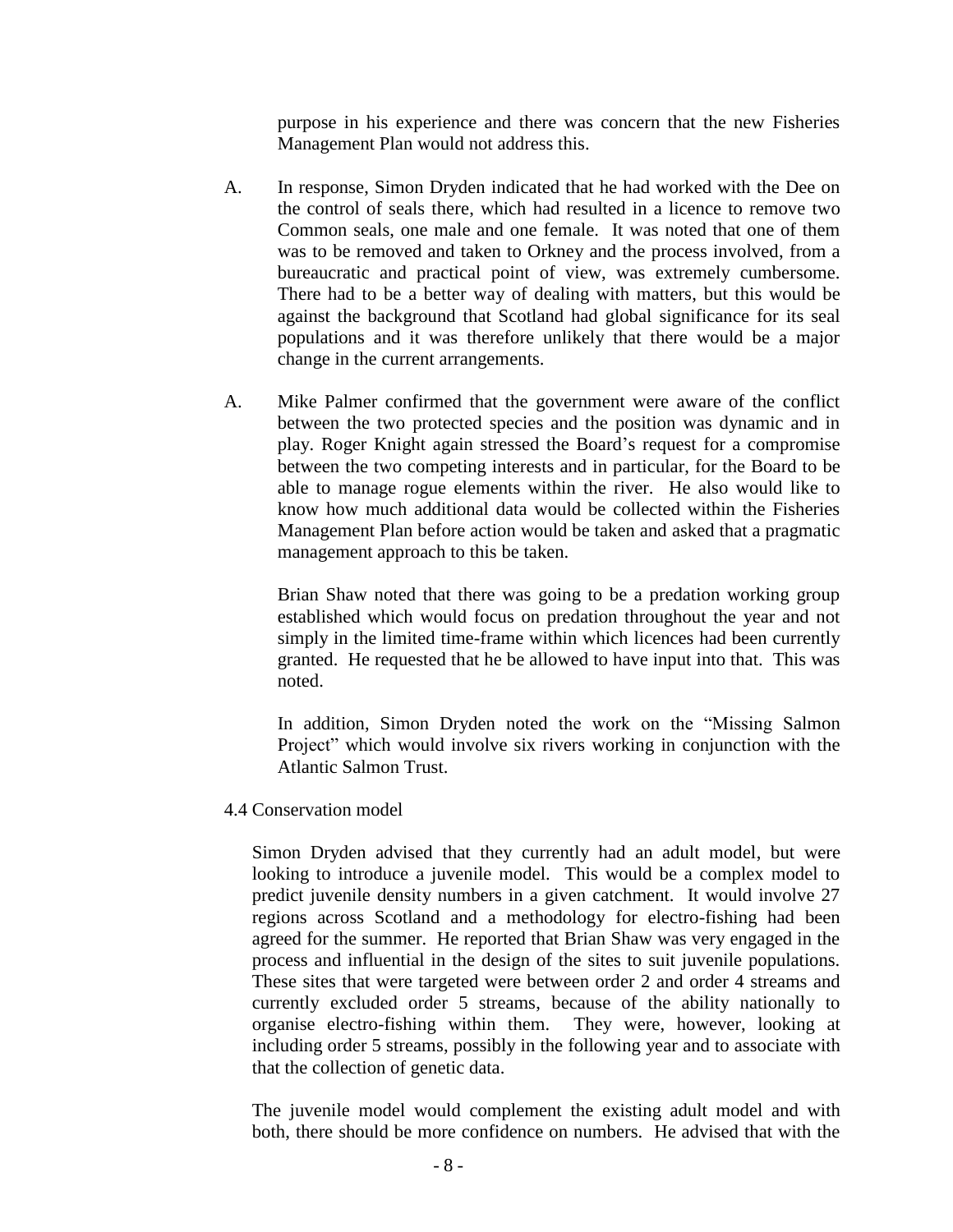purpose in his experience and there was concern that the new Fisheries Management Plan would not address this.

A. In response, Simon Dryden indicated that he had worked with the Dee on the control of seals there, which had resulted in a licence to remove two Common seals, one male and one female. It was noted that one of them was to be removed and taken to Orkney and the process involved, from a bureaucratic and practical point of view, was extremely cumbersome. There had to be a better way of dealing with matters, but this would be against the background that Scotland had global significance for its seal populations and it was therefore unlikely that there would be a major change in the current arrangements.

A. Mike Palmer confirmed that the government were aware of the conflict between the two protected species and the position was dynamic and in play. Roger Knight again stressed the Board's request for a compromise between the two competing interests and in particular, for the Board to be able to manage rogue elements within the river. He also would like to know how much additional data would be collected within the Fisheries Management Plan before action would be taken and asked that a pragmatic management approach to this be taken.

Brian Shaw noted that there was going to be a predation working group established which would focus on predation throughout the year and not simply in the limited time-frame within which licences had been currently granted. He requested that he be allowed to have input into that. This was noted.

In addition, Simon Dryden noted the work on the "Missing Salmon Project" which would involve six rivers working in conjunction with the Atlantic Salmon Trust.

4.4 Conservation model

Simon Dryden advised that they currently had an adult model, but were looking to introduce a juvenile model. This would be a complex model to predict juvenile density numbers in a given catchment. It would involve 27 regions across Scotland and a methodology for electro-fishing had been agreed for the summer. He reported that Brian Shaw was very engaged in the process and influential in the design of the sites to suit juvenile populations. These sites that were targeted were between order 2 and order 4 streams and currently excluded order 5 streams, because of the ability nationally to organise electro-fishing within them. They were, however, looking at including order 5 streams, possibly in the following year and to associate with that the collection of genetic data.

The juvenile model would complement the existing adult model and with both, there should be more confidence on numbers. He advised that with the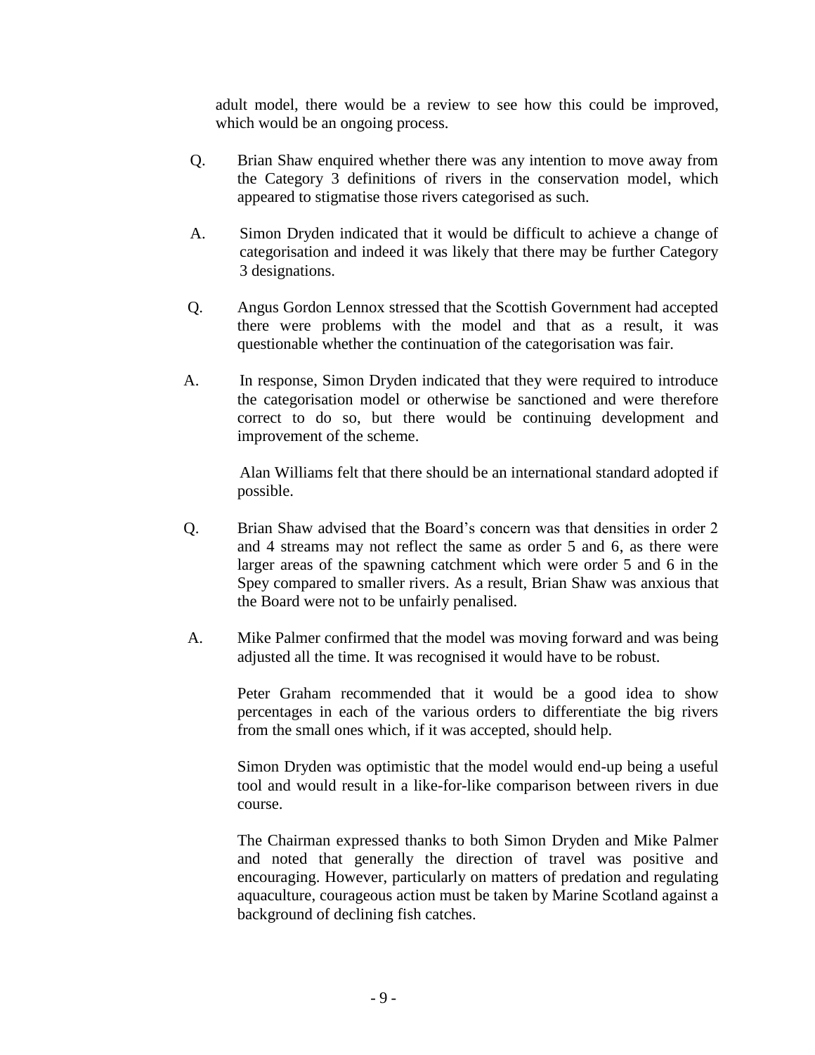adult model, there would be a review to see how this could be improved, which would be an ongoing process.

Q. Brian Shaw enquired whether there was any intention to move away from the Category 3 definitions of rivers in the conservation model, which appeared to stigmatise those rivers categorised as such.

A. Simon Dryden indicated that it would be difficult to achieve a change of categorisation and indeed it was likely that there may be further Category 3 designations.

Q. Angus Gordon Lennox stressed that the Scottish Government had accepted there were problems with the model and that as a result, it was questionable whether the continuation of the categorisation was fair.

A. In response, Simon Dryden indicated that they were required to introduce the categorisation model or otherwise be sanctioned and were therefore correct to do so, but there would be continuing development and improvement of the scheme.

Alan Williams felt that there should be an international standard adopted if possible.

Q. Brian Shaw advised that the Board's concern was that densities in order 2 and 4 streams may not reflect the same as order 5 and 6, as there were larger areas of the spawning catchment which were order 5 and 6 in the Spey compared to smaller rivers. As a result, Brian Shaw was anxious that the Board were not to be unfairly penalised.

A. Mike Palmer confirmed that the model was moving forward and was being adjusted all the time. It was recognised it would have to be robust.

Peter Graham recommended that it would be a good idea to show percentages in each of the various orders to differentiate the big rivers from the small ones which, if it was accepted, should help.

Simon Dryden was optimistic that the model would end-up being a useful tool and would result in a like-for-like comparison between rivers in due course.

The Chairman expressed thanks to both Simon Dryden and Mike Palmer and noted that generally the direction of travel was positive and encouraging. However, particularly on matters of predation and regulating aquaculture, courageous action must be taken by Marine Scotland against a background of declining fish catches.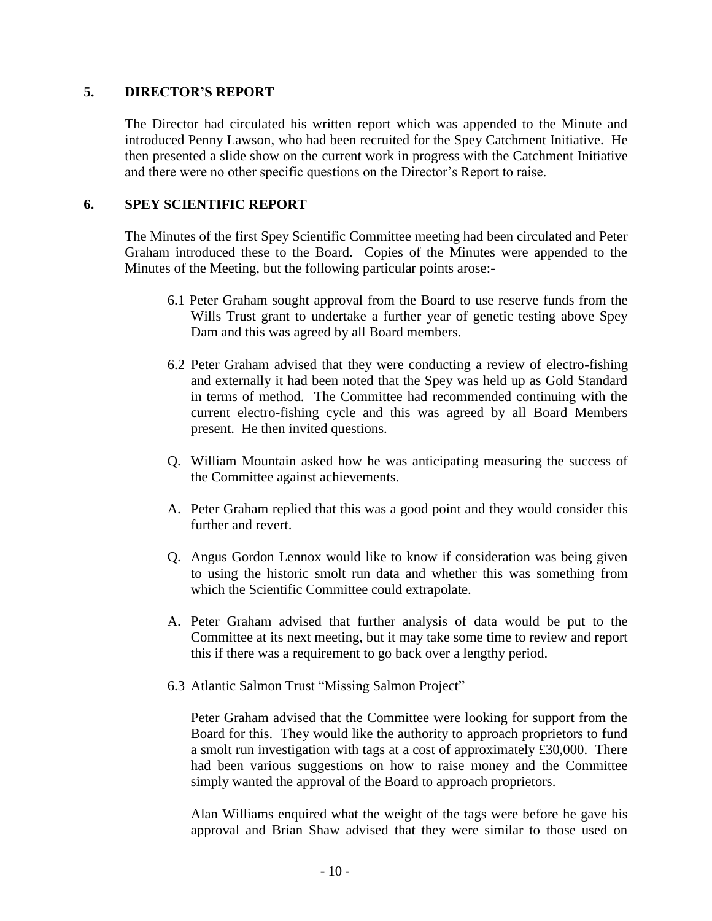## 5. DIRECTOR'S REPORT

The Director had circulated his written report which was appended to the Minute and introduced Penny Lawson, who had been recruited for the Spey Catchment Initiative. He then presented a slide show on the current work in progress with the Catchment Initiative and there were no other specific questions on the Director's Report to raise.

## 6. SPEY SCIENTIFIC REPORT

The Minutes of the first Spey Scientific Committee meeting had been circulated and Peter Graham introduced these to the Board. Copies of the Minutes were appended to the Minutes of the Meeting, but the following particular points arose:-

6.1 Peter Graham sought approval from the Board to use reserve funds from the Wills Trust grant to undertake a further year of genetic testing above Spey Dam and this was agreed by all Board members.

6.2 Peter Graham advised that they were conducting a review of electro-fishing and externally it had been noted that the Spey was held up as Gold Standard in terms of method. The Committee had recommended continuing with the current electro-fishing cycle and this was agreed by all Board Members present. He then invited questions.

Q. William Mountain asked how he was anticipating measuring the success of the Committee against achievements.

A. Peter Graham replied that this was a good point and they would consider this further and revert.

Q. Angus Gordon Lennox would like to know if consideration was being given to using the historic smolt run data and whether this was something from which the Scientific Committee could extrapolate.

A. Peter Graham advised that further analysis of data would be put to the Committee at its next meeting, but it may take some time to review and report this if there was a requirement to go back over a lengthy period.

6.3 Atlantic Salmon Trust "Missing Salmon Project"

Peter Graham advised that the Committee were looking for support from the Board for this. They would like the authority to approach proprietors to fund a smolt run investigation with tags at a cost of approximately £30,000. There had been various suggestions on how to raise money and the Committee simply wanted the approval of the Board to approach proprietors.

Alan Williams enquired what the weight of the tags were before he gave his approval and Brian Shaw advised that they were similar to those used on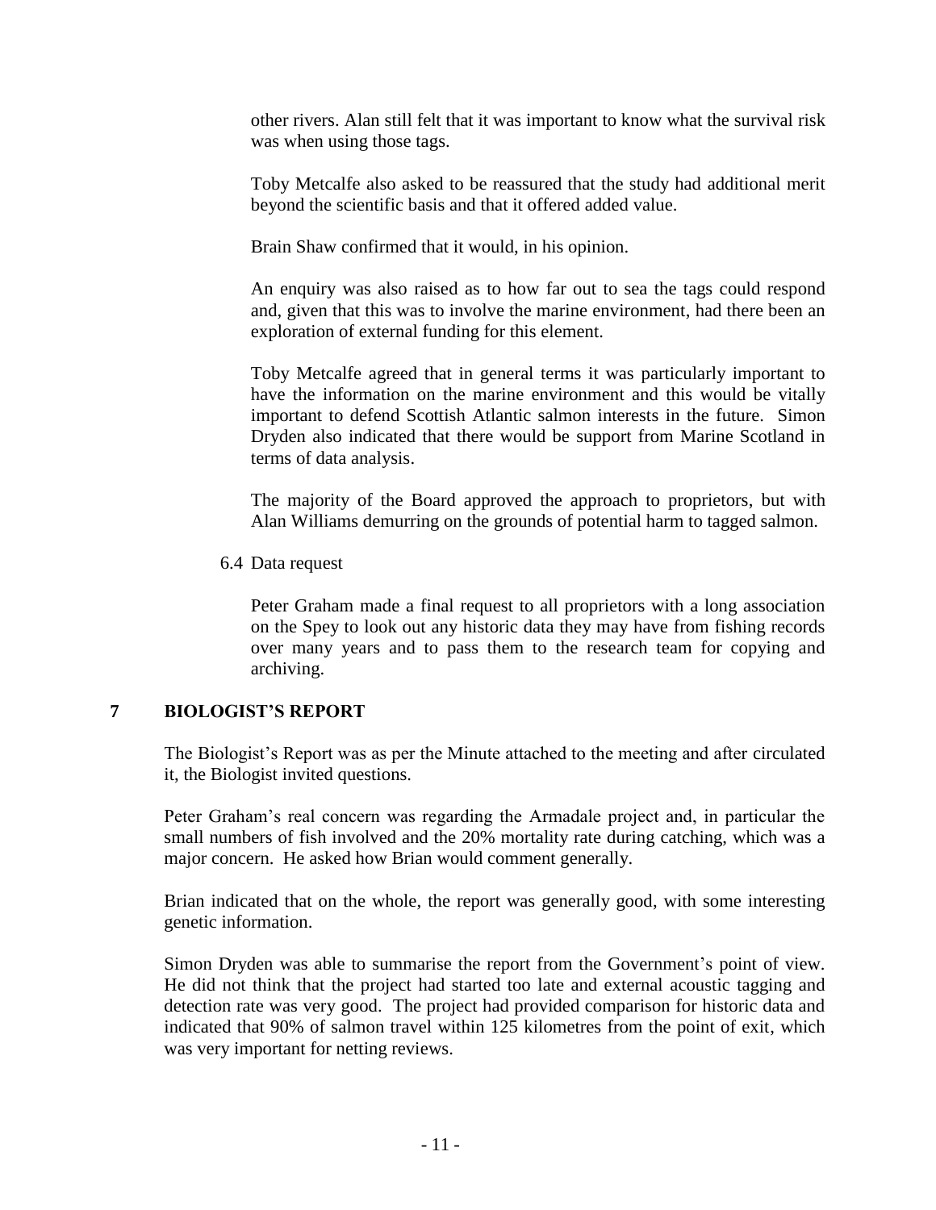other rivers. Alan still felt that it was important to know what the survival risk was when using those tags.

Toby Metcalfe also asked to be reassured that the study had additional merit beyond the scientific basis and that it offered added value.

Brain Shaw confirmed that it would, in his opinion.

An enquiry was also raised as to how far out to sea the tags could respond and, given that this was to involve the marine environment, had there been an exploration of external funding for this element.

Toby Metcalfe agreed that in general terms it was particularly important to have the information on the marine environment and this would be vitally important to defend Scottish Atlantic salmon interests in the future. Simon Dryden also indicated that there would be support from Marine Scotland in terms of data analysis.

The majority of the Board approved the approach to proprietors, but with Alan Williams demurring on the grounds of potential harm to tagged salmon.

6.4 Data request

Peter Graham made a final request to all proprietors with a long association on the Spey to look out any historic data they may have from fishing records over many years and to pass them to the research team for copying and archiving.

## 7 BIOLOGIST'S REPORT

The Biologist's Report was as per the Minute attached to the meeting and after circulated it, the Biologist invited questions.

Peter Graham's real concern was regarding the Armadale project and, in particular the small numbers of fish involved and the 20% mortality rate during catching, which was a major concern. He asked how Brian would comment generally.

Brian indicated that on the whole, the report was generally good, with some interesting genetic information.

Simon Dryden was able to summarise the report from the Government's point of view. He did not think that the project had started too late and external acoustic tagging and detection rate was very good. The project had provided comparison for historic data and indicated that 90% of salmon travel within 125 kilometres from the point of exit, which was very important for netting reviews.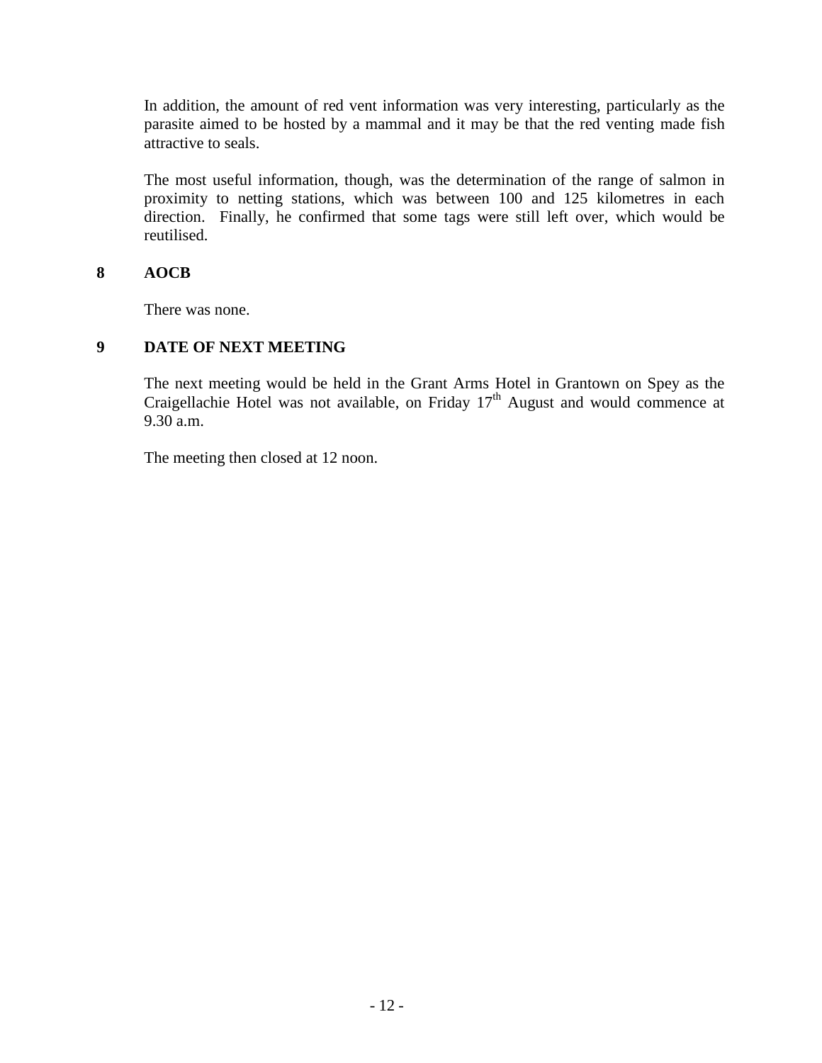In addition, the amount of red vent information was very interesting, particularly as the parasite aimed to be hosted by a mammal and it may be that the red venting made fish attractive to seals.

The most useful information, though, was the determination of the range of salmon in proximity to netting stations, which was between 100 and 125 kilometres in each direction. Finally, he confirmed that some tags were still left over, which would be reutilised.

## 8 AOCB

There was none.

## 9 DATE OF NEXT MEETING

The next meeting would be held in the Grant Arms Hotel in Grantown on Spey as the Craigellachie Hotel was not available, on Friday 17th August and would commence at 9.30 a.m.

The meeting then closed at 12 noon.